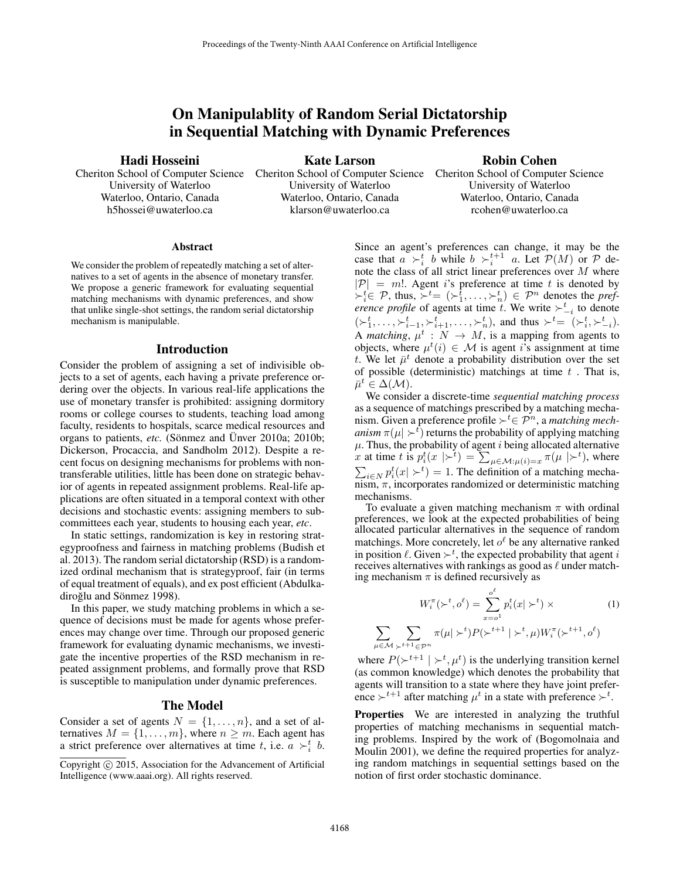# On Manipulablity of Random Serial Dictatorship in Sequential Matching with Dynamic Preferences

**Hadi Hosseini**
Cheriton School of Computer Science
University of Waterloo
Waterloo, Ontario, Canada
h5hossei@uwaterloo.ca

**Kate Larson**
Cheriton School of Computer Science
University of Waterloo
Waterloo, Ontario, Canada
klarson@uwaterloo.ca

**Robin Cohen**
Cheriton School of Computer Science
University of Waterloo
Waterloo, Ontario, Canada
rcohen@uwaterloo.ca

### Abstract

We consider the problem of repeatedly matching a set of alternatives to a set of agents in the absence of monetary transfer. We propose a generic framework for evaluating sequential matching mechanisms with dynamic preferences, and show that unlike single-shot settings, the random serial dictatorship mechanism is manipulable.

## Introduction

Consider the problem of assigning a set of indivisible objects to a set of agents, each having a private preference ordering over the objects. In various real-life applications the use of monetary transfer is prohibited: assigning dormitory rooms or college courses to students, teaching load among faculty, residents to hospitals, scarce medical resources and organs to patients, *etc.* (Sönmez and Ünver 2010a; 2010b; Dickerson, Procaccia, and Sandholm 2012). Despite a recent focus on designing mechanisms for problems with non-transferable utilities, little has been done on strategic behavior of agents in repeated assignment problems. Real-life applications are often situated in a temporal context with other decisions and stochastic events: assigning members to subcommittees each year, students to housing each year, *etc*.

In static settings, randomization is key in restoring strategyproofness and fairness in matching problems (Budish et al. 2013). The random serial dictatorship (RSD) is a randomized ordinal mechanism that is strategyproof, fair (in terms of equal treatment of equals), and ex post efficient (Abdulkadiroğlu and Sönmez 1998).

In this paper, we study matching problems in which a sequence of decisions must be made for agents whose preferences may change over time. Through our proposed generic framework for evaluating dynamic mechanisms, we investigate the incentive properties of the RSD mechanism in repeated assignment problems, and formally prove that RSD is susceptible to manipulation under dynamic preferences.

## The Model

Consider a set of agents $N = \{1, \ldots, n\}$, and a set of alternatives $M = \{1, \ldots, m\}$, where $n \geq m$. Each agent has a strict preference over alternatives at time $t$, i.e. $a \succ_i^t b$. Since an agent's preferences can change, it may be the case that $a \succ_i^t b$ while $b \succ_i^{t+1} a$. Let $\mathcal{P}(M)$ or $\mathcal{P}$ denote the class of all strict linear preferences over $M$ where $|\mathcal{P}| = m!$. Agent $i$'s preference at time $t$ is denoted by $\succ_i^t \in \mathcal{P}$, thus, $\succ^t = (\succ_1^t, \ldots, \succ_n^t) \in \mathcal{P}^n$ denotes the *preference profile* of agents at time $t$. We write $\succ_{-i}^t$ to denote $(\succ_1^t, \ldots, \succ_{i-1}^t, \succ_{i+1}^t, \ldots, \succ_n^t)$, and thus $\succ^t = (\succ_i^t, \succ_{-i}^t)$. A *matching*, $\mu^t : N \to M$, is a mapping from agents to objects, where $\mu^t(i) \in \mathcal{M}$ is agent $i$'s assignment at time $t$. We let $\bar{\mu}^t$ denote a probability distribution over the set of possible (deterministic) matchings at time $t$. That is, $\bar{\mu}^t \in \Delta(\mathcal{M})$.

We consider a discrete-time *sequential matching process* as a sequence of matchings prescribed by a matching mechanism. Given a preference profile $\succ^t \in \mathcal{P}^n$, a *matching mechanism* $\pi(\mu | \succ^t)$ returns the probability of applying matching $\mu$. Thus, the probability of agent $i$ being allocated alternative $x$ at time $t$ is $p_i^t(x \,|\succ^t) = \sum_{\mu \in \mathcal{M}: \mu(i)=x} \pi(\mu \,|\succ^t)$, where $\sum_{i \in N} p_i^t(x | \succ^t) = 1$. The definition of a matching mechanism, $\pi$, incorporates randomized or deterministic matching mechanisms.

To evaluate a given matching mechanism $\pi$ with ordinal preferences, we look at the expected probabilities of being allocated particular alternatives in the sequence of random matchings. More concretely, let $o^\ell$ be any alternative ranked in position $\ell$. Given $\succ^t$, the expected probability that agent $i$ receives alternatives with rankings as good as $\ell$ under matching mechanism $\pi$ is defined recursively as

$$W_i^\pi(\succ^t, o^\ell) = \sum_{x=o^1}^{o^\ell} p_i^t(x | \succ^t) \times \tag{1}$$

$$\sum_{\mu \in \mathcal{M}} \sum_{\succ^{t+1} \in \mathcal{P}^n} \pi(\mu | \succ^t) P(\succ^{t+1} \mid \succ^t, \mu) W_i^\pi(\succ^{t+1}, o^\ell)$$

where $P(\succ^{t+1} \mid \succ^t, \mu^t)$ is the underlying transition kernel (as common knowledge) which denotes the probability that agents will transition to a state where they have joint preference $\succ^{t+1}$ after matching $\mu^t$ in a state with preference $\succ^t$.

**Properties** We are interested in analyzing the truthful properties of matching mechanisms in sequential matching problems. Inspired by the work of (Bogomolnaia and Moulin 2001), we define the required properties for analyzing random matchings in sequential settings based on the notion of first order stochastic dominance.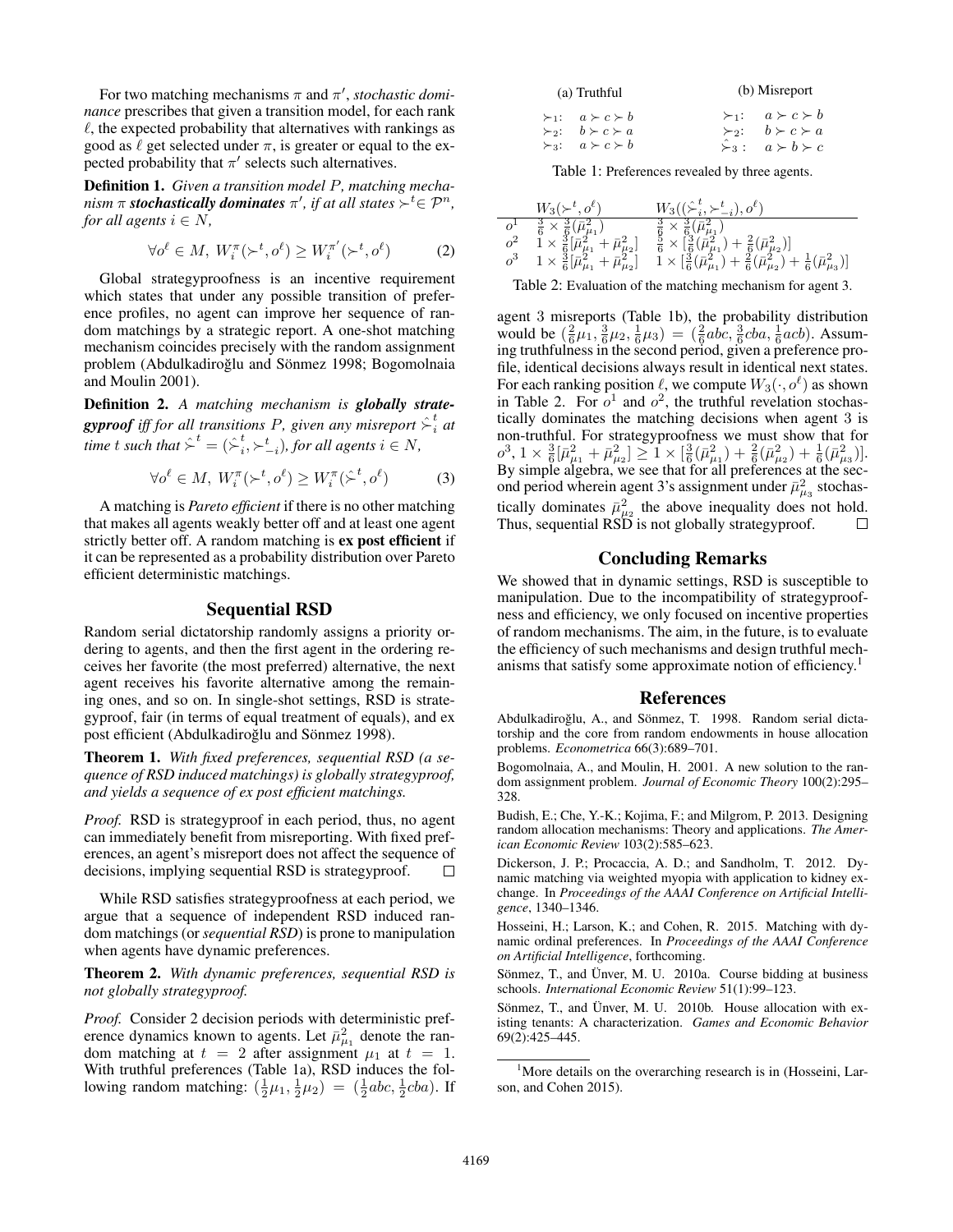For two matching mechanisms $\pi$ and $\pi'$, *stochastic dominance* prescribes that given a transition model, for each rank $\ell$, the expected probability that alternatives with rankings as good as $\ell$ get selected under $\pi$, is greater or equal to the expected probability that $\pi'$ selects such alternatives.

**Definition 1.** *Given a transition model $P$, matching mechanism $\pi$ **stochastically dominates** $\pi'$, if at all states $\succ^t \in \mathcal{P}^n$, for all agents $i \in N$,*

$$\forall o^\ell \in M,\; W_i^\pi(\succ^t, o^\ell) \geq W_i^{\pi'}(\succ^t, o^\ell) \tag{2}$$

Global strategyproofness is an incentive requirement which states that under any possible transition of preference profiles, no agent can improve her sequence of random matchings by a strategic report. A one-shot matching mechanism coincides precisely with the random assignment problem (Abdulkadiroğlu and Sönmez 1998; Bogomolnaia and Moulin 2001).

**Definition 2.** *A matching mechanism is **globally strategyproof** iff for all transitions $P$, given any misreport $\hat{\succ}_i^t$ at time $t$ such that $\hat{\succ}^t = (\hat{\succ}_i^t, \succ_{-i}^t)$, for all agents $i \in N$,*

$$\forall o^\ell \in M,\; W_i^\pi(\succ^t, o^\ell) \geq W_i^\pi(\hat{\succ}^t, o^\ell) \tag{3}$$

A matching is *Pareto efficient* if there is no other matching that makes all agents weakly better off and at least one agent strictly better off. A random matching is **ex post efficient** if it can be represented as a probability distribution over Pareto efficient deterministic matchings.

## Sequential RSD

Random serial dictatorship randomly assigns a priority ordering to agents, and then the first agent in the ordering receives her favorite (the most preferred) alternative, the next agent receives his favorite alternative among the remaining ones, and so on. In single-shot settings, RSD is strategyproof, fair (in terms of equal treatment of equals), and ex post efficient (Abdulkadiroğlu and Sönmez 1998).

**Theorem 1.** *With fixed preferences, sequential RSD (a sequence of RSD induced matchings) is globally strategyproof, and yields a sequence of ex post efficient matchings.*

*Proof.* RSD is strategyproof in each period, thus, no agent can immediately benefit from misreporting. With fixed preferences, an agent's misreport does not affect the sequence of decisions, implying sequential RSD is strategyproof. □

While RSD satisfies strategyproofness at each period, we argue that a sequence of independent RSD induced random matchings (or *sequential RSD*) is prone to manipulation when agents have dynamic preferences.

**Theorem 2.** *With dynamic preferences, sequential RSD is not globally strategyproof.*

*Proof.* Consider 2 decision periods with deterministic preference dynamics known to agents. Let $\bar{\mu}^2_{\mu_1}$ denote the random matching at $t = 2$ after assignment $\mu_1$ at $t = 1$. With truthful preferences (Table 1a), RSD induces the following random matching: $(\frac{1}{2}\mu_1, \frac{1}{2}\mu_2) = (\frac{1}{2}abc, \frac{1}{2}cba)$. If agent 3 misreports (Table 1b), the probability distribution would be $(\frac{2}{6}\mu_1, \frac{3}{6}\mu_2, \frac{1}{6}\mu_3) = (\frac{2}{6}abc, \frac{3}{6}cba, \frac{1}{6}acb)$. Assuming truthfulness in the second period, given a preference profile, identical decisions always result in identical next states. For each ranking position $\ell$, we compute $W_3(\cdot, o^\ell)$ as shown in Table 2. For $o^1$ and $o^2$, the truthful revelation stochastically dominates the matching decisions when agent 3 is non-truthful. For strategyproofness we must show that for $o^3$, $1 \times \frac{3}{6}[\bar{\mu}^2_{\mu_1} + \bar{\mu}^2_{\mu_2}] \geq 1 \times [\frac{3}{6}(\bar{\mu}^2_{\mu_1}) + \frac{2}{6}(\bar{\mu}^2_{\mu_2}) + \frac{1}{6}(\bar{\mu}^2_{\mu_3})]$. By simple algebra, we see that for all preferences at the second period wherein agent 3's assignment under $\bar{\mu}^2_{\mu_3}$ stochastically dominates $\bar{\mu}^2_{\mu_2}$ the above inequality does not hold. Thus, sequential RSD is not globally strategyproof. □

| (a) Truthful | (b) Misreport |
|---|---|
| $\succ_1$: $a \succ c \succ b$ | $\succ_1$: $a \succ c \succ b$ |
| $\succ_2$: $b \succ c \succ a$ | $\succ_2$: $b \succ c \succ a$ |
| $\succ_3$: $a \succ c \succ b$ | $\hat{\succ}_3$: $a \succ b \succ c$ |

Table 1: Preferences revealed by three agents.

| | $W_3(\succ^t, o^\ell)$ | $W_3((\hat{\succ}_i^t, \succ_{-i}^t), o^\ell)$ |
|---|---|---|
| $o^1$ | $\frac{3}{6} \times \frac{3}{6}(\bar{\mu}^2_{\mu_1})$ | $\frac{3}{6} \times \frac{3}{6}(\bar{\mu}^2_{\mu_1})$ |
| $o^2$ | $1 \times \frac{3}{6}[\bar{\mu}^2_{\mu_1} + \bar{\mu}^2_{\mu_2}]$ | $\frac{5}{6} \times [\frac{3}{6}(\bar{\mu}^2_{\mu_1}) + \frac{2}{6}(\bar{\mu}^2_{\mu_2})]$ |
| $o^3$ | $1 \times \frac{3}{6}[\bar{\mu}^2_{\mu_1} + \bar{\mu}^2_{\mu_2}]$ | $1 \times [\frac{3}{6}(\bar{\mu}^2_{\mu_1}) + \frac{2}{6}(\bar{\mu}^2_{\mu_2}) + \frac{1}{6}(\bar{\mu}^2_{\mu_3})]$ |

Table 2: Evaluation of the matching mechanism for agent 3.

## Concluding Remarks

We showed that in dynamic settings, RSD is susceptible to manipulation. Due to the incompatibility of strategyproofness and efficiency, we only focused on incentive properties of random mechanisms. The aim, in the future, is to evaluate the efficiency of such mechanisms and design truthful mechanisms that satisfy some approximate notion of efficiency.[1]

## References

Abdulkadiroğlu, A., and Sönmez, T. 1998. Random serial dictatorship and the core from random endowments in house allocation problems. *Econometrica* 66(3):689–701.

Bogomolnaia, A., and Moulin, H. 2001. A new solution to the random assignment problem. *Journal of Economic Theory* 100(2):295–328.

Budish, E.; Che, Y.-K.; Kojima, F.; and Milgrom, P. 2013. Designing random allocation mechanisms: Theory and applications. *The American Economic Review* 103(2):585–623.

Dickerson, J. P.; Procaccia, A. D.; and Sandholm, T. 2012. Dynamic matching via weighted myopia with application to kidney exchange. In *Proceedings of the AAAI Conference on Artificial Intelligence*, 1340–1346.

Hosseini, H.; Larson, K.; and Cohen, R. 2015. Matching with dynamic ordinal preferences. In *Proceedings of the AAAI Conference on Artificial Intelligence*, forthcoming.

Sönmez, T., and Ünver, M. U. 2010a. Course bidding at business schools. *International Economic Review* 51(1):99–123.

Sönmez, T., and Ünver, M. U. 2010b. House allocation with existing tenants: A characterization. *Games and Economic Behavior* 69(2):425–445.

[1] More details on the overarching research is in (Hosseini, Larson, and Cohen 2015).